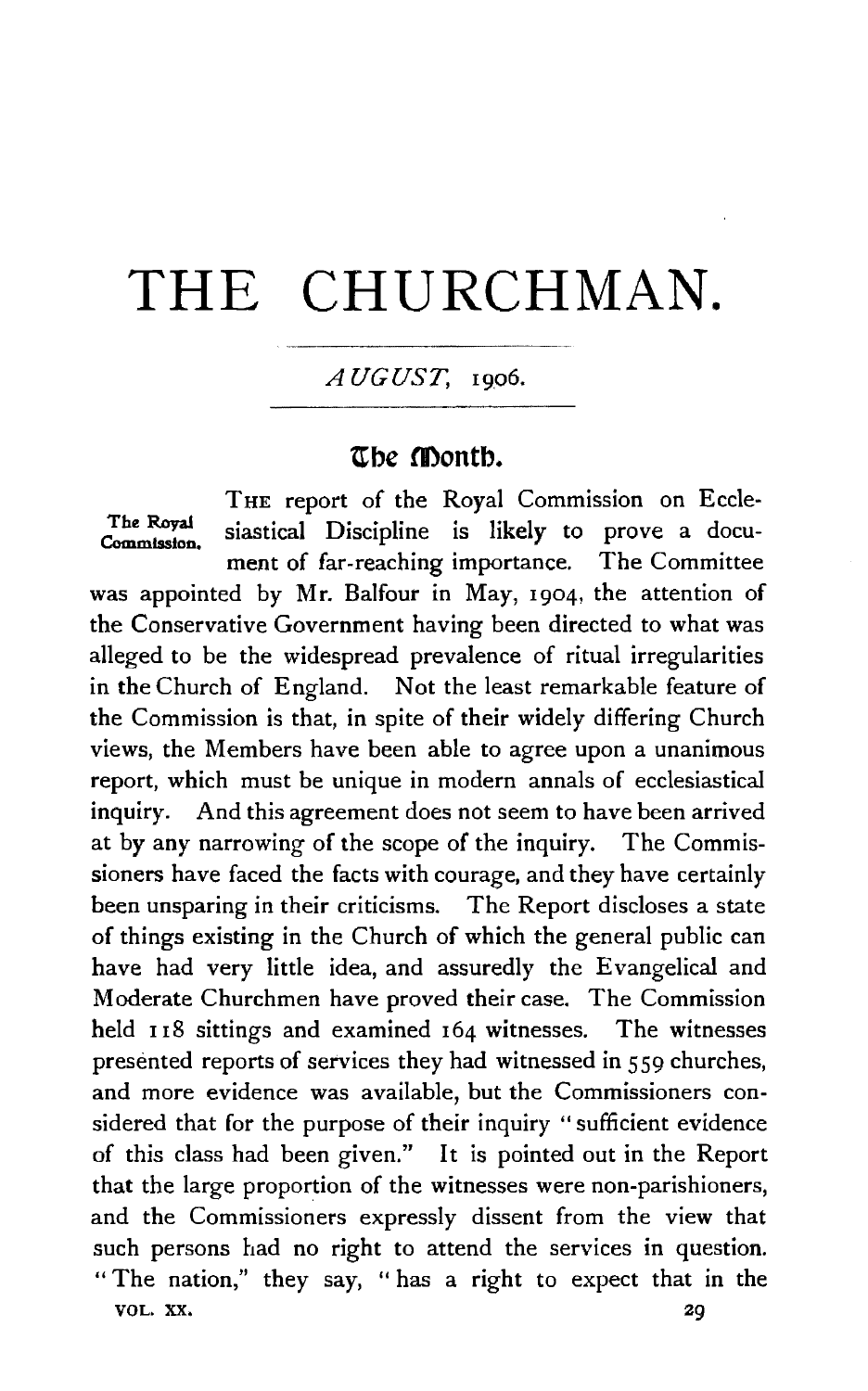// THE CHURCHMAN.

*AUGUST*, 1906.

## The Month.

**The Royal Commission.**

THE report of the Royal Commission on Ecclesiastical Discipline is likely to prove a document of far-reaching importance. The Committee was appointed by Mr. Balfour in May, 1904, the attention of the Conservative Government having been directed to what was alleged to be the widespread prevalence of ritual irregularities in the Church of England. Not the least remarkable feature of the Commission is that, in spite of their widely differing Church views, the Members have been able to agree upon a unanimous report, which must be unique in modern annals of ecclesiastical inquiry. And this agreement does not seem to have been arrived at by any narrowing of the scope of the inquiry. The Commissioners have faced the facts with courage, and they have certainly been unsparing in their criticisms. The Report discloses a state of things existing in the Church of which the general public can have had very little idea, and assuredly the Evangelical and Moderate Churchmen have proved their case. The Commission held 118 sittings and examined 164 witnesses. The witnesses presented reports of services they had witnessed in 559 churches, and more evidence was available, but the Commissioners considered that for the purpose of their inquiry "sufficient evidence of this class had been given." It is pointed out in the Report that the large proportion of the witnesses were non-parishioners, and the Commissioners expressly dissent from the view that such persons had no right to attend the services in question. "The nation," they say, "has a right to expect that in the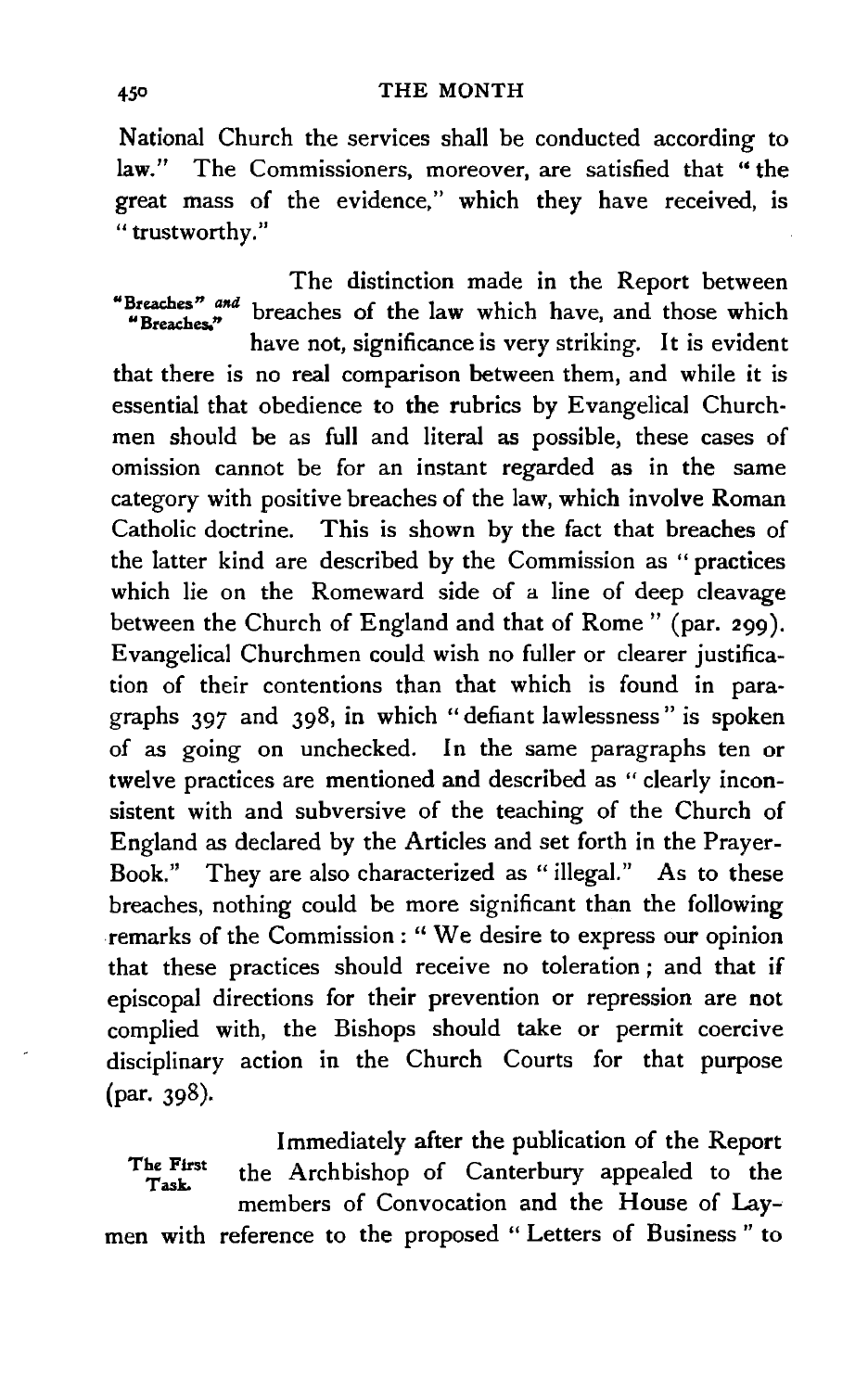National Church the services shall be conducted according to law." The Commissioners, moreover, are satisfied that "the great mass of the evidence," which they have received, is "trustworthy."

*"Breaches" and "Breaches."* The distinction made in the Report between breaches of the law which have, and those which have not, significance is very striking. It is evident that there is no real comparison between them, and while it is essential that obedience to the rubrics by Evangelical Churchmen should be as full and literal as possible, these cases of omission cannot be for an instant regarded as in the same category with positive breaches of the law, which involve Roman Catholic doctrine. This is shown by the fact that breaches of the latter kind are described by the Commission as "practices which lie on the Romeward side of a line of deep cleavage between the Church of England and that of Rome" (par. 299). Evangelical Churchmen could wish no fuller or clearer justification of their contentions than that which is found in paragraphs 397 and 398, in which "defiant lawlessness" is spoken of as going on unchecked. In the same paragraphs ten or twelve practices are mentioned and described as "clearly inconsistent with and subversive of the teaching of the Church of England as declared by the Articles and set forth in the Prayer-Book." They are also characterized as "illegal." As to these breaches, nothing could be more significant than the following remarks of the Commission: "We desire to express our opinion that these practices should receive no toleration; and that if episcopal directions for their prevention or repression are not complied with, the Bishops should take or permit coercive disciplinary action in the Church Courts for that purpose (par. 398).

*The First Task.* Immediately after the publication of the Report the Archbishop of Canterbury appealed to the members of Convocation and the House of Laymen with reference to the proposed "Letters of Business" to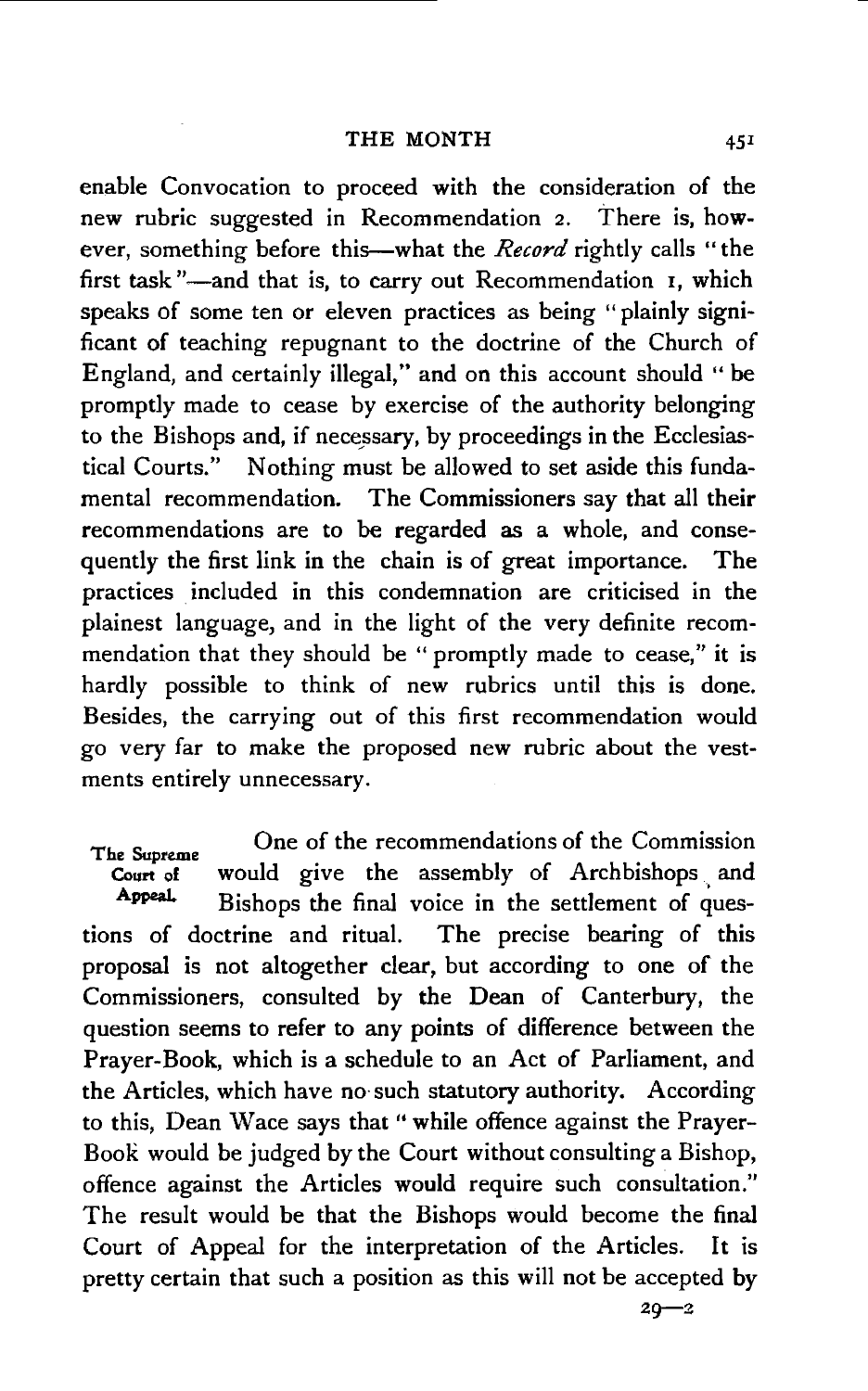enable Convocation to proceed with the consideration of the new rubric suggested in Recommendation 2. There is, however, something before this—what the *Record* rightly calls "the first task"—and that is, to carry out Recommendation 1, which speaks of some ten or eleven practices as being "plainly significant of teaching repugnant to the doctrine of the Church of England, and certainly illegal," and on this account should "be promptly made to cease by exercise of the authority belonging to the Bishops and, if necessary, by proceedings in the Ecclesiastical Courts." Nothing must be allowed to set aside this fundamental recommendation. The Commissioners say that all their recommendations are to be regarded as a whole, and consequently the first link in the chain is of great importance. The practices included in this condemnation are criticised in the plainest language, and in the light of the very definite recommendation that they should be "promptly made to cease," it is hardly possible to think of new rubrics until this is done. Besides, the carrying out of this first recommendation would go very far to make the proposed new rubric about the vestments entirely unnecessary.

**The Supreme Court of Appeal.** One of the recommendations of the Commission would give the assembly of Archbishops and Bishops the final voice in the settlement of questions of doctrine and ritual. The precise bearing of this proposal is not altogether clear, but according to one of the Commissioners, consulted by the Dean of Canterbury, the question seems to refer to any points of difference between the Prayer-Book, which is a schedule to an Act of Parliament, and the Articles, which have no such statutory authority. According to this, Dean Wace says that "while offence against the Prayer-Book would be judged by the Court without consulting a Bishop, offence against the Articles would require such consultation." The result would be that the Bishops would become the final Court of Appeal for the interpretation of the Articles. It is pretty certain that such a position as this will not be accepted by

29—2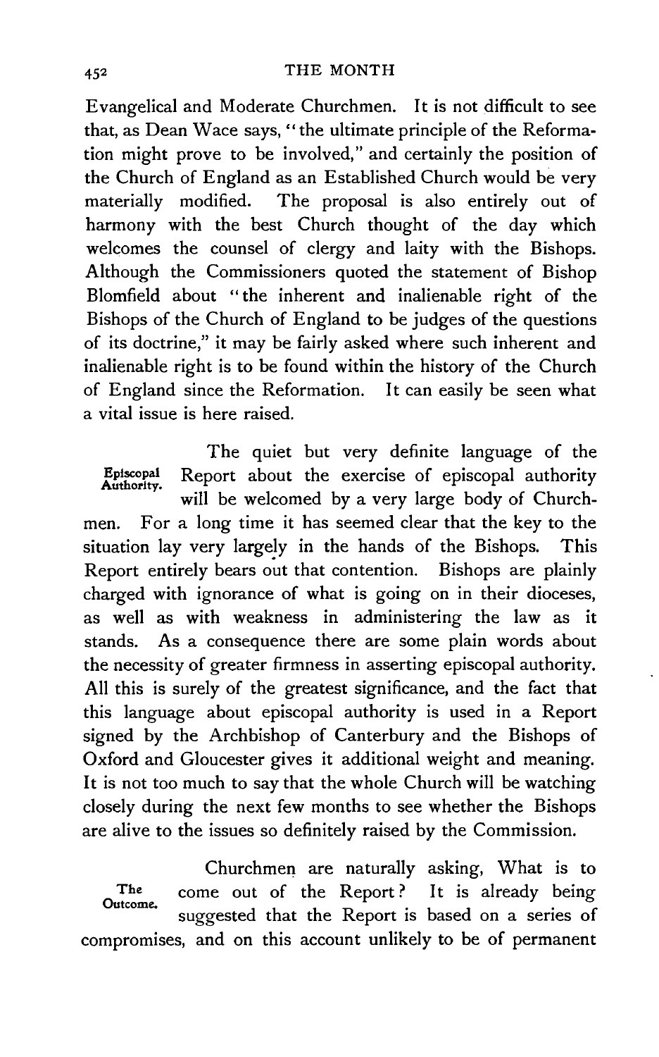Evangelical and Moderate Churchmen. It is not difficult to see that, as Dean Wace says, "the ultimate principle of the Reformation might prove to be involved," and certainly the position of the Church of England as an Established Church would be very materially modified. The proposal is also entirely out of harmony with the best Church thought of the day which welcomes the counsel of clergy and laity with the Bishops. Although the Commissioners quoted the statement of Bishop Blomfield about "the inherent and inalienable right of the Bishops of the Church of England to be judges of the questions of its doctrine," it may be fairly asked where such inherent and inalienable right is to be found within the history of the Church of England since the Reformation. It can easily be seen what a vital issue is here raised.

**Episcopal Authority.** The quiet but very definite language of the Report about the exercise of episcopal authority will be welcomed by a very large body of Churchmen. For a long time it has seemed clear that the key to the situation lay very largely in the hands of the Bishops. This Report entirely bears out that contention. Bishops are plainly charged with ignorance of what is going on in their dioceses, as well as with weakness in administering the law as it stands. As a consequence there are some plain words about the necessity of greater firmness in asserting episcopal authority. All this is surely of the greatest significance, and the fact that this language about episcopal authority is used in a Report signed by the Archbishop of Canterbury and the Bishops of Oxford and Gloucester gives it additional weight and meaning. It is not too much to say that the whole Church will be watching closely during the next few months to see whether the Bishops are alive to the issues so definitely raised by the Commission.

**The Outcome.** Churchmen are naturally asking, What is to come out of the Report? It is already being suggested that the Report is based on a series of compromises, and on this account unlikely to be of permanent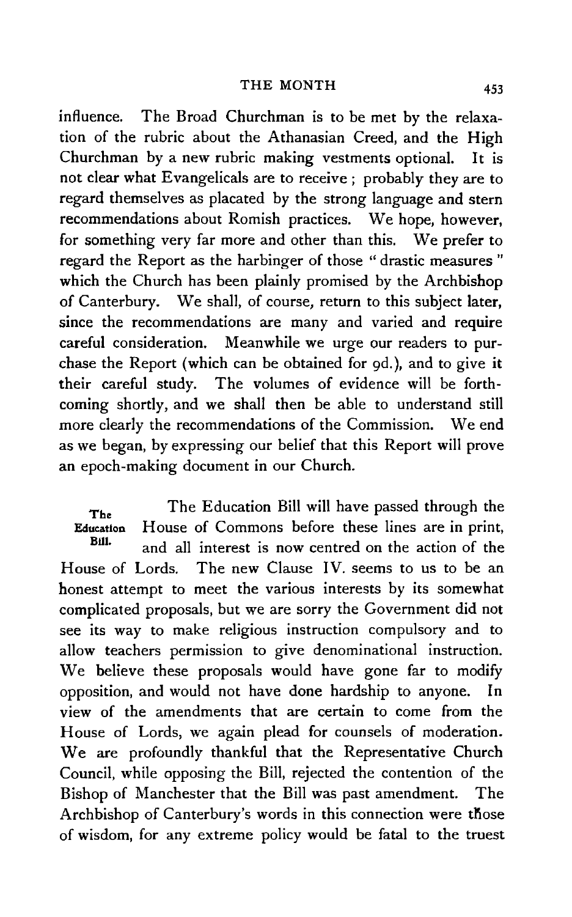influence. The Broad Churchman is to be met by the relaxation of the rubric about the Athanasian Creed, and the High Churchman by a new rubric making vestments optional. It is not clear what Evangelicals are to receive; probably they are to regard themselves as placated by the strong language and stern recommendations about Romish practices. We hope, however, for something very far more and other than this. We prefer to regard the Report as the harbinger of those "drastic measures" which the Church has been plainly promised by the Archbishop of Canterbury. We shall, of course, return to this subject later, since the recommendations are many and varied and require careful consideration. Meanwhile we urge our readers to purchase the Report (which can be obtained for 9d.), and to give it their careful study. The volumes of evidence will be forthcoming shortly, and we shall then be able to understand still more clearly the recommendations of the Commission. We end as we began, by expressing our belief that this Report will prove an epoch-making document in our Church.

**The Education Bill.** The Education Bill will have passed through the House of Commons before these lines are in print, and all interest is now centred on the action of the House of Lords. The new Clause IV. seems to us to be an honest attempt to meet the various interests by its somewhat complicated proposals, but we are sorry the Government did not see its way to make religious instruction compulsory and to allow teachers permission to give denominational instruction. We believe these proposals would have gone far to modify opposition, and would not have done hardship to anyone. In view of the amendments that are certain to come from the House of Lords, we again plead for counsels of moderation. We are profoundly thankful that the Representative Church Council, while opposing the Bill, rejected the contention of the Bishop of Manchester that the Bill was past amendment. The Archbishop of Canterbury's words in this connection were those of wisdom, for any extreme policy would be fatal to the truest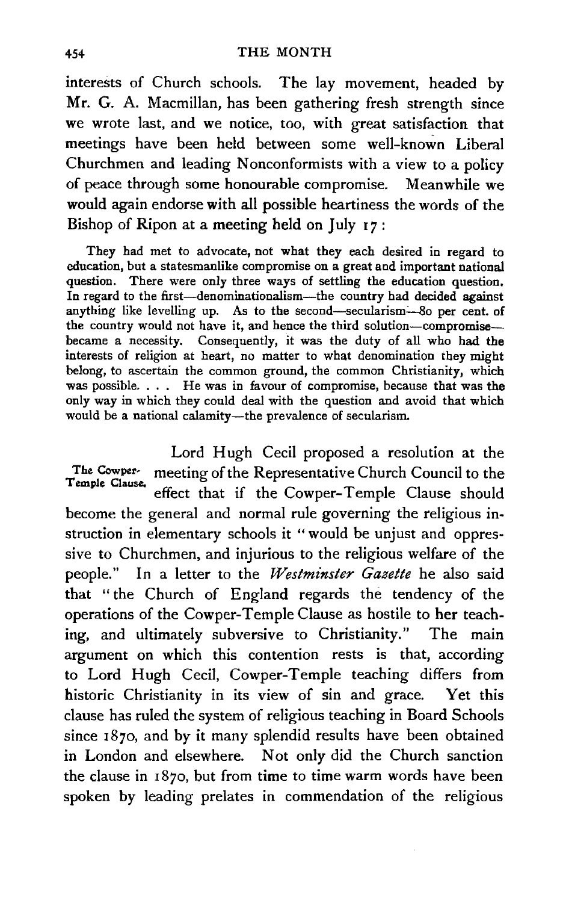interests of Church schools. The lay movement, headed by Mr. G. A. Macmillan, has been gathering fresh strength since we wrote last, and we notice, too, with great satisfaction that meetings have been held between some well-known Liberal Churchmen and leading Nonconformists with a view to a policy of peace through some honourable compromise. Meanwhile we would again endorse with all possible heartiness the words of the Bishop of Ripon at a meeting held on July 17:

> They had met to advocate, not what they each desired in regard to education, but a statesmanlike compromise on a great and important national question. There were only three ways of settling the education question. In regard to the first—denominationalism—the country had decided against anything like levelling up. As to the second—secularism—80 per cent. of the country would not have it, and hence the third solution—compromise—became a necessity. Consequently, it was the duty of all who had the interests of religion at heart, no matter to what denomination they might belong, to ascertain the common ground, the common Christianity, which was possible. . . . He was in favour of compromise, because that was the only way in which they could deal with the question and avoid that which would be a national calamity—the prevalence of secularism.

**The Cowper-Temple Clause.** Lord Hugh Cecil proposed a resolution at the meeting of the Representative Church Council to the effect that if the Cowper-Temple Clause should become the general and normal rule governing the religious instruction in elementary schools it "would be unjust and oppressive to Churchmen, and injurious to the religious welfare of the people." In a letter to the *Westminster Gazette* he also said that "the Church of England regards the tendency of the operations of the Cowper-Temple Clause as hostile to her teaching, and ultimately subversive to Christianity." The main argument on which this contention rests is that, according to Lord Hugh Cecil, Cowper-Temple teaching differs from historic Christianity in its view of sin and grace. Yet this clause has ruled the system of religious teaching in Board Schools since 1870, and by it many splendid results have been obtained in London and elsewhere. Not only did the Church sanction the clause in 1870, but from time to time warm words have been spoken by leading prelates in commendation of the religious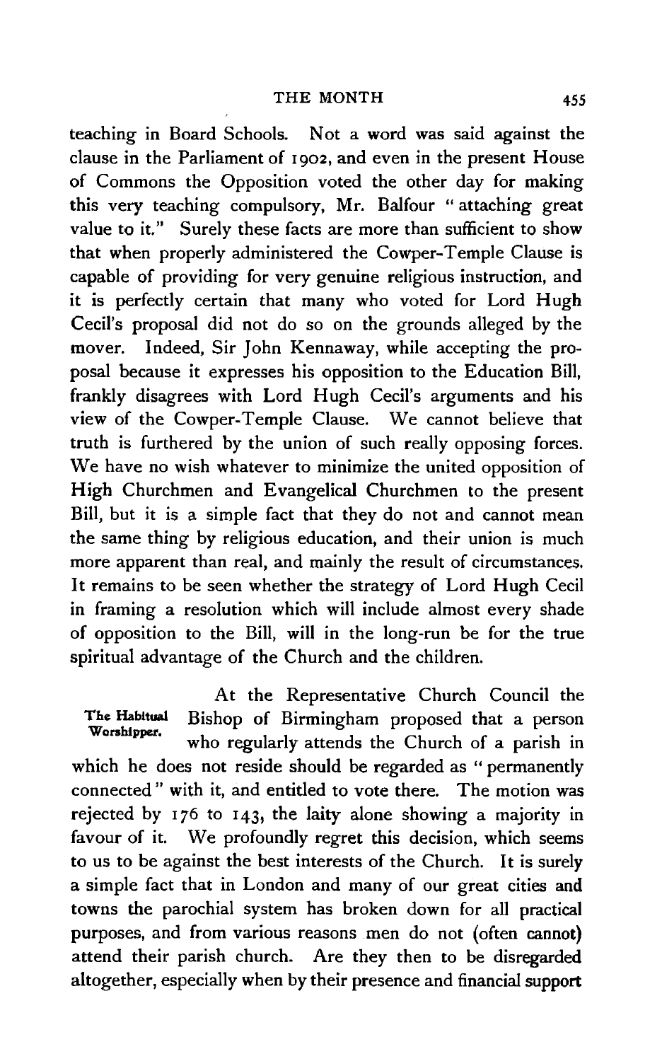teaching in Board Schools. Not a word was said against the clause in the Parliament of 1902, and even in the present House of Commons the Opposition voted the other day for making this very teaching compulsory, Mr. Balfour "attaching great value to it." Surely these facts are more than sufficient to show that when properly administered the Cowper-Temple Clause is capable of providing for very genuine religious instruction, and it is perfectly certain that many who voted for Lord Hugh Cecil's proposal did not do so on the grounds alleged by the mover. Indeed, Sir John Kennaway, while accepting the proposal because it expresses his opposition to the Education Bill, frankly disagrees with Lord Hugh Cecil's arguments and his view of the Cowper-Temple Clause. We cannot believe that truth is furthered by the union of such really opposing forces. We have no wish whatever to minimize the united opposition of High Churchmen and Evangelical Churchmen to the present Bill, but it is a simple fact that they do not and cannot mean the same thing by religious education, and their union is much more apparent than real, and mainly the result of circumstances. It remains to be seen whether the strategy of Lord Hugh Cecil in framing a resolution which will include almost every shade of opposition to the Bill, will in the long-run be for the true spiritual advantage of the Church and the children.

**The Habitual Worshipper.**

At the Representative Church Council the Bishop of Birmingham proposed that a person who regularly attends the Church of a parish in which he does not reside should be regarded as "permanently connected" with it, and entitled to vote there. The motion was rejected by 176 to 143, the laity alone showing a majority in favour of it. We profoundly regret this decision, which seems to us to be against the best interests of the Church. It is surely a simple fact that in London and many of our great cities and towns the parochial system has broken down for all practical purposes, and from various reasons men do not (often cannot) attend their parish church. Are they then to be disregarded altogether, especially when by their presence and financial support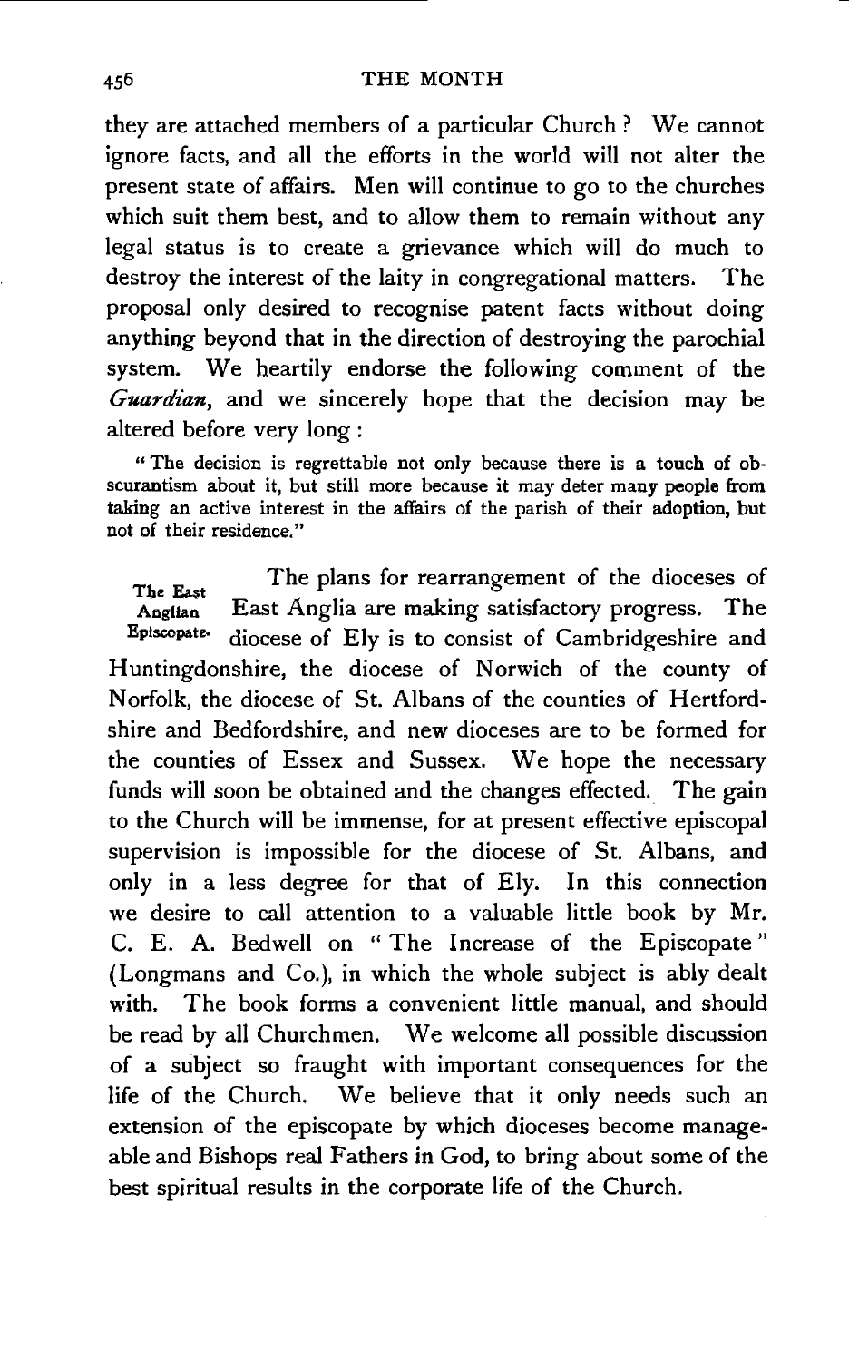they are attached members of a particular Church? We cannot ignore facts, and all the efforts in the world will not alter the present state of affairs. Men will continue to go to the churches which suit them best, and to allow them to remain without any legal status is to create a grievance which will do much to destroy the interest of the laity in congregational matters. The proposal only desired to recognise patent facts without doing anything beyond that in the direction of destroying the parochial system. We heartily endorse the following comment of the *Guardian*, and we sincerely hope that the decision may be altered before very long:

> "The decision is regrettable not only because there is a touch of obscurantism about it, but still more because it may deter many people from taking an active interest in the affairs of the parish of their adoption, but not of their residence."

**The East Anglian Episcopate.** The plans for rearrangement of the dioceses of East Anglia are making satisfactory progress. The diocese of Ely is to consist of Cambridgeshire and Huntingdonshire, the diocese of Norwich of the county of Norfolk, the diocese of St. Albans of the counties of Hertfordshire and Bedfordshire, and new dioceses are to be formed for the counties of Essex and Sussex. We hope the necessary funds will soon be obtained and the changes effected. The gain to the Church will be immense, for at present effective episcopal supervision is impossible for the diocese of St. Albans, and only in a less degree for that of Ely. In this connection we desire to call attention to a valuable little book by Mr. C. E. A. Bedwell on "The Increase of the Episcopate" (Longmans and Co.), in which the whole subject is ably dealt with. The book forms a convenient little manual, and should be read by all Churchmen. We welcome all possible discussion of a subject so fraught with important consequences for the life of the Church. We believe that it only needs such an extension of the episcopate by which dioceses become manageable and Bishops real Fathers in God, to bring about some of the best spiritual results in the corporate life of the Church.